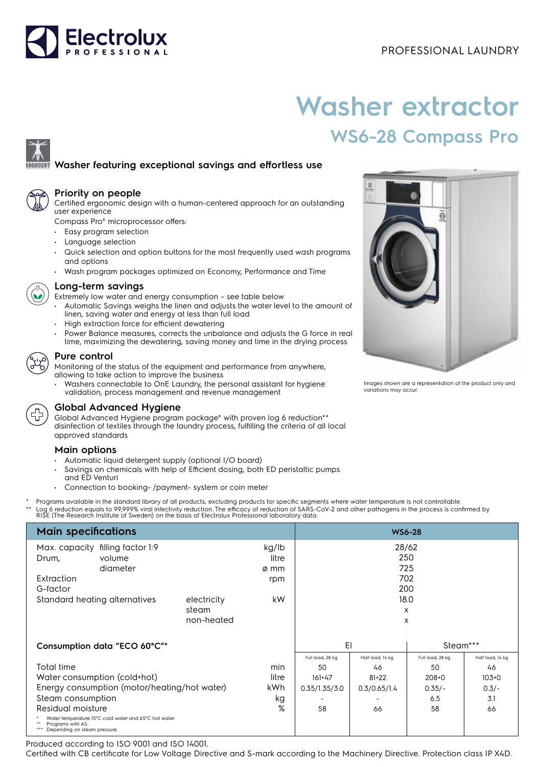PROFESSIONAL LAUNDRY

# Washer extractor

## WS6-28 Compass Pro

### Washer featuring exceptional savings and effortless use

**Priority on people**

Certified ergonomic design with a human-centered approach for an outstanding user experience

Compass Pro® microprocessor offers:

- Easy program selection
- Language selection
- Quick selection and option buttons for the most frequently used wash programs and options
- Wash program packages optimized on Economy, Performance and Time

**Long-term savings**

Extremely low water and energy consumption – see table below

- Automatic Savings weighs the linen and adjusts the water level to the amount of linen, saving water and energy at less than full load
- High extraction force for efficient dewatering
- Power Balance measures, corrects the unbalance and adjusts the G force in real time, maximizing the dewatering, saving money and time in the drying process

**Pure control**

Monitoring of the status of the equipment and performance from anywhere, allowing to take action to improve the business

- Washers connectable to OnE Laundry, the personal assistant for hygiene validation, process management and revenue management

**Global Advanced Hygiene**

Global Advanced Hygiene program package* with proven log 6 reduction** disinfection of textiles through the laundry process, fulfilling the criteria of all local approved standards

**Main options**

- Automatic liquid detergent supply (optional I/O board)
- Savings on chemicals with help of Efficient dosing, both ED peristaltic pumps and ED Venturi
- Connection to booking- /payment- system or coin meter

Images shown are a representation of the product only and variations may occur.

\* Programs available in the standard library of all products, excluding products for specific segments where water temperature is not controllable.
\** Log 6 reduction equals to 99,999% viral infectivity reduction. The efficacy of reduction of SARS-CoV-2 and other pathogens in the process is confirmed by RISE (The Research Institute of Sweden) on the basis of Electrolux Professional laboratory data.

| Main specifications | | | | WS6-28 | | | |
|---|---|---|---|---|---|---|---|
| Max. capacity filling factor 1:9 | | | kg/lb | 28/62 | | | |
| Drum, volume | | | litre | 250 | | | |
| diameter | | | ø mm | 725 | | | |
| Extraction | | | rpm | 702 | | | |
| G-factor | | | | 200 | | | |
| Standard heating alternatives | | electricity | kW | 18.0 | | | |
| | | steam | | x | | | |
| | | non-heated | | x | | | |
| **Consumption data "ECO 60°C"*** | | | | El | | Steam*** | |
| | | | | Full load, 28 kg | Half load, 14 kg | Full load, 28 kg | Half load, 14 kg |
| Total time | | | min | 50 | 46 | 50 | 46 |
| Water consumption (cold+hot) | | | litre | 161+47 | 81+22 | 208+0 | 103+0 |
| Energy consumption (motor/heating/hot water) | | | kWh | 0.35/1.35/3.0 | 0.3/0.65/1.4 | 0.35/- | 0.3/- |
| Steam consumption | | | kg | - | - | 6.5 | 3.1 |
| Residual moisture | | | % | 58 | 66 | 58 | 66 |

\* Water temperature 15°C cold water and 65°C hot water.
\** Programs with AS.
\*** Depending on steam pressure.

Produced according to ISO 9001 and ISO 14001.
Certified with CB certificate for Low Voltage Directive and S-mark according to the Machinery Directive. Protection class IP X4D.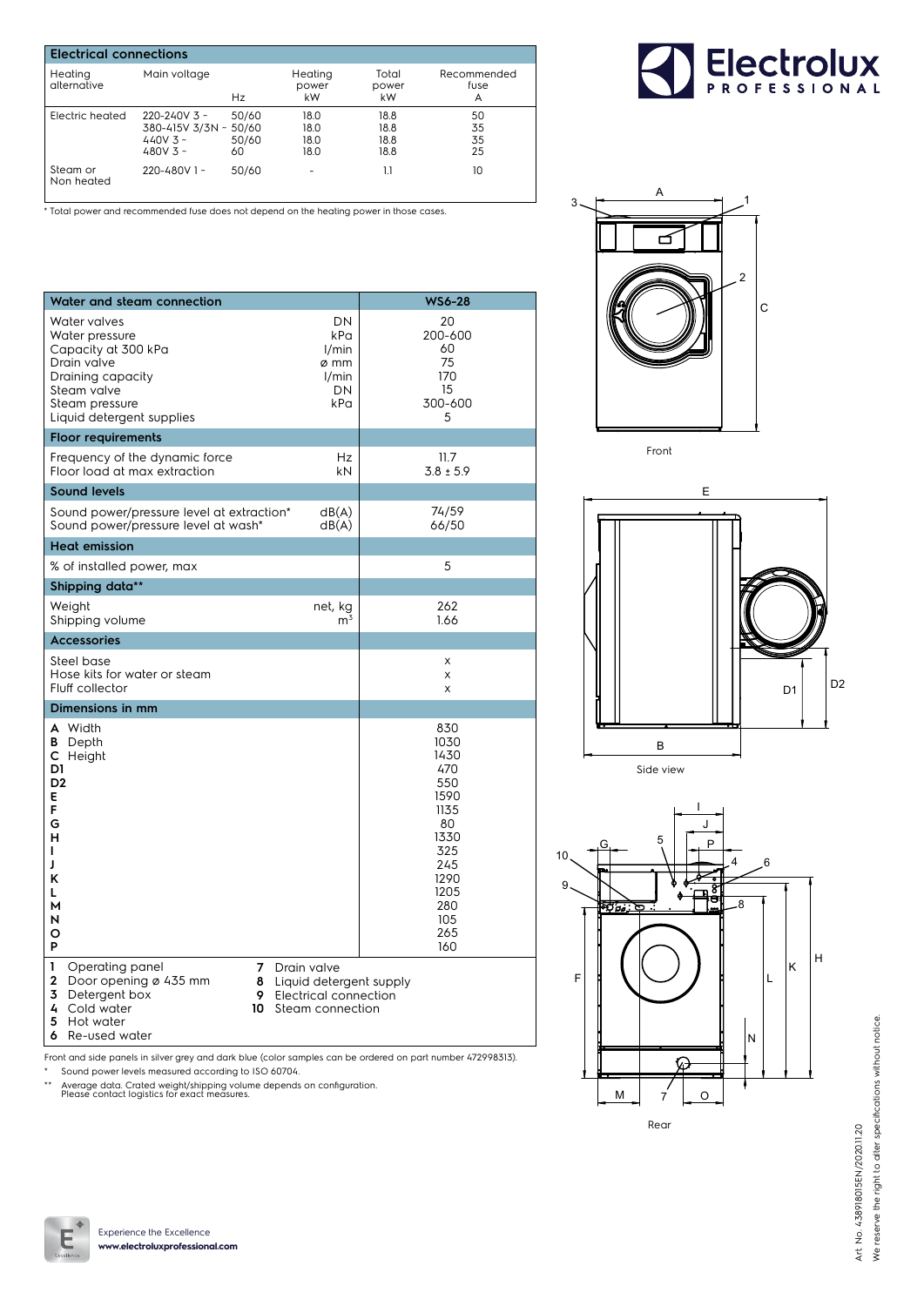| Electrical connections | | | | | |
|---|---|---|---|---|---|
| Heating alternative | Main voltage | Hz | Heating power kW | Total power kW | Recommended fuse A |
| Electric heated | 220-240V 3 ~ | 50/60 | 18.0 | 18.8 | 50 |
| | 380-415V 3/3N ~ | 50/60 | 18.0 | 18.8 | 35 |
| | 440V 3 ~ | 50/60 | 18.0 | 18.8 | 35 |
| | 480V 3 ~ | 60 | 18.0 | 18.8 | 25 |
| Steam or Non heated | 220-480V 1 ~ | 50/60 | - | 1.1 | 10 |

* Total power and recommended fuse does not depend on the heating power in those cases.

| Water and steam connection | | WS6-28 |
|---|---|---|
| Water valves | DN | 20 |
| Water pressure | kPa | 200-600 |
| Capacity at 300 kPa | l/min | 60 |
| Drain valve | ø mm | 75 |
| Draining capacity | l/min | 170 |
| Steam valve | DN | 15 |
| Steam pressure | kPa | 300-600 |
| Liquid detergent supplies | | 5 |
| **Floor requirements** | | |
| Frequency of the dynamic force | Hz | 11.7 |
| Floor load at max extraction | kN | 3.8 ± 5.9 |
| **Sound levels** | | |
| Sound power/pressure level at extraction* | dB(A) | 74/59 |
| Sound power/pressure level at wash* | dB(A) | 66/50 |
| **Heat emission** | | |
| % of installed power, max | | 5 |
| **Shipping data**** | | |
| Weight | net, kg | 262 |
| Shipping volume | $m^3$ | 1.66 |
| **Accessories** | | |
| Steel base | | x |
| Hose kits for water or steam | | x |
| Fluff collector | | x |
| **Dimensions in mm** | | |
| A Width | | 830 |
| B Depth | | 1030 |
| C Height | | 1430 |
| D1 | | 470 |
| D2 | | 550 |
| E | | 1590 |
| F | | 1135 |
| G | | 80 |
| H | | 1330 |
| I | | 325 |
| J | | 245 |
| K | | 1290 |
| L | | 1205 |
| M | | 280 |
| N | | 105 |
| O | | 265 |
| P | | 160 |

1. Operating panel
2. Door opening ø 435 mm
3. Detergent box
4. Cold water
5. Hot water
6. Re-used water
7. Drain valve
8. Liquid detergent supply
9. Electrical connection
10. Steam connection

Front and side panels in silver grey and dark blue (color samples can be ordered on part number 472998313).

\* Sound power levels measured according to ISO 60704.

\*\* Average data. Crated weight/shipping volume depends on configuration. Please contact logistics for exact measures.

Front

Side view

Rear

Experience the Excellence
www.electroluxprofessional.com

Art. No. 438918015EN/20201120
We reserve the right to alter specifications without notice.